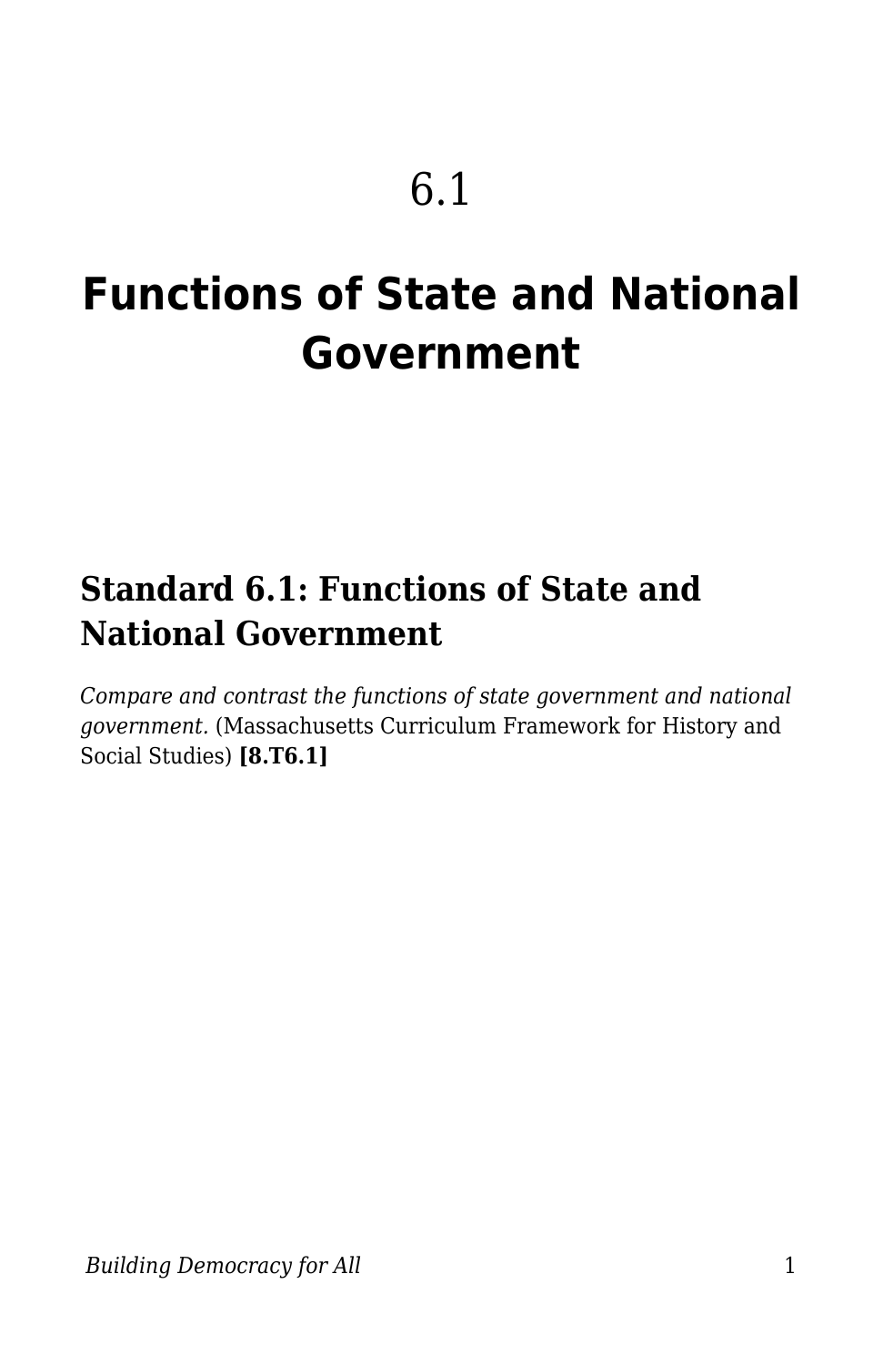# 6.1

# Functions of State and National Government

## Standard 6.1: Functions of State and National Government

*Compare and contrast the functions of state government and national government.* (Massachusetts Curriculum Framework for History and Social Studies) **[8.T6.1]**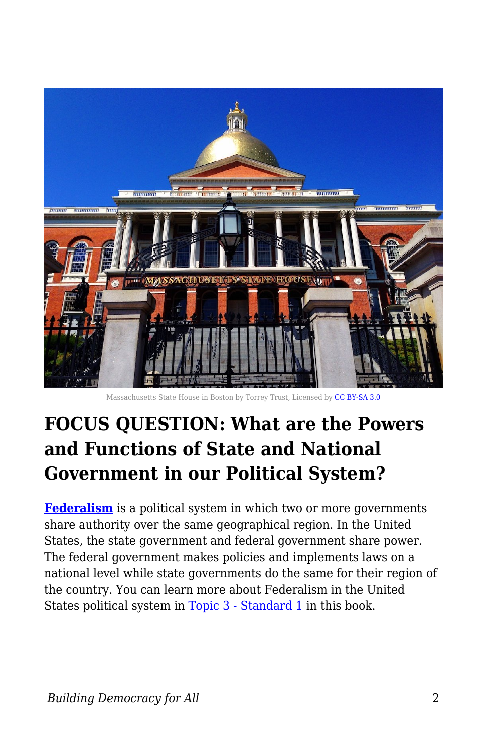Massachusetts State House in Boston by Torrey Trust, Licensed by CC BY-SA 3.0

## FOCUS QUESTION: What are the Powers and Functions of State and National Government in our Political System?

**Federalism** is a political system in which two or more governments share authority over the same geographical region. In the United States, the state government and federal government share power. The federal government makes policies and implements laws on a national level while state governments do the same for their region of the country. You can learn more about Federalism in the United States political system in Topic 3 - Standard 1 in this book.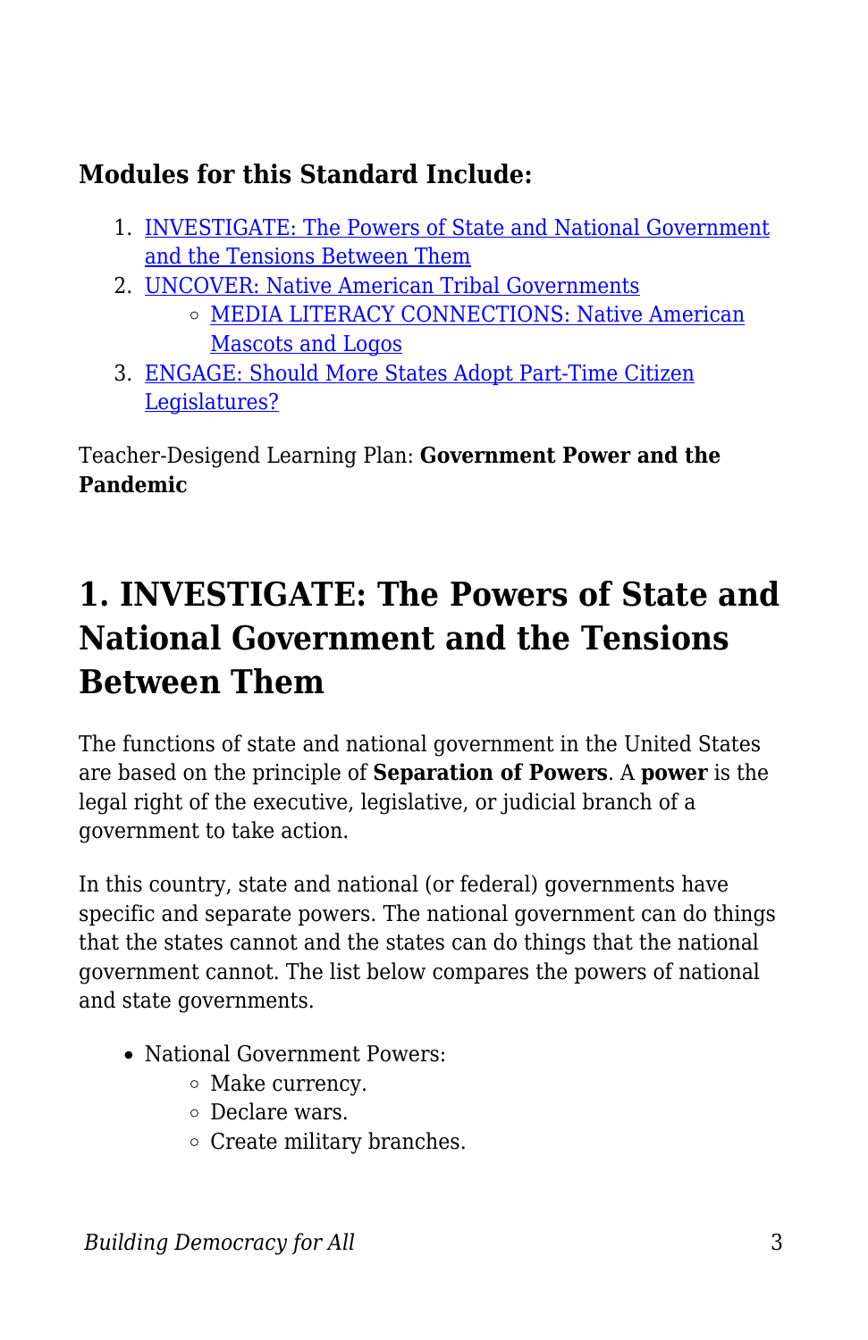### **Modules for this Standard Include:**

1. [INVESTIGATE: The Powers of State and National Government and the Tensions Between Them]()
2. [UNCOVER: Native American Tribal Governments]()
    - [MEDIA LITERACY CONNECTIONS: Native American Mascots and Logos]()
3. [ENGAGE: Should More States Adopt Part-Time Citizen Legislatures?]()

Teacher-Desigend Learning Plan: **Government Power and the Pandemic**

# 1. INVESTIGATE: The Powers of State and National Government and the Tensions Between Them

The functions of state and national government in the United States are based on the principle of **Separation of Powers**. A **power** is the legal right of the executive, legislative, or judicial branch of a government to take action.

In this country, state and national (or federal) governments have specific and separate powers. The national government can do things that the states cannot and the states can do things that the national government cannot. The list below compares the powers of national and state governments.

- National Government Powers:
    - Make currency.
    - Declare wars.
    - Create military branches.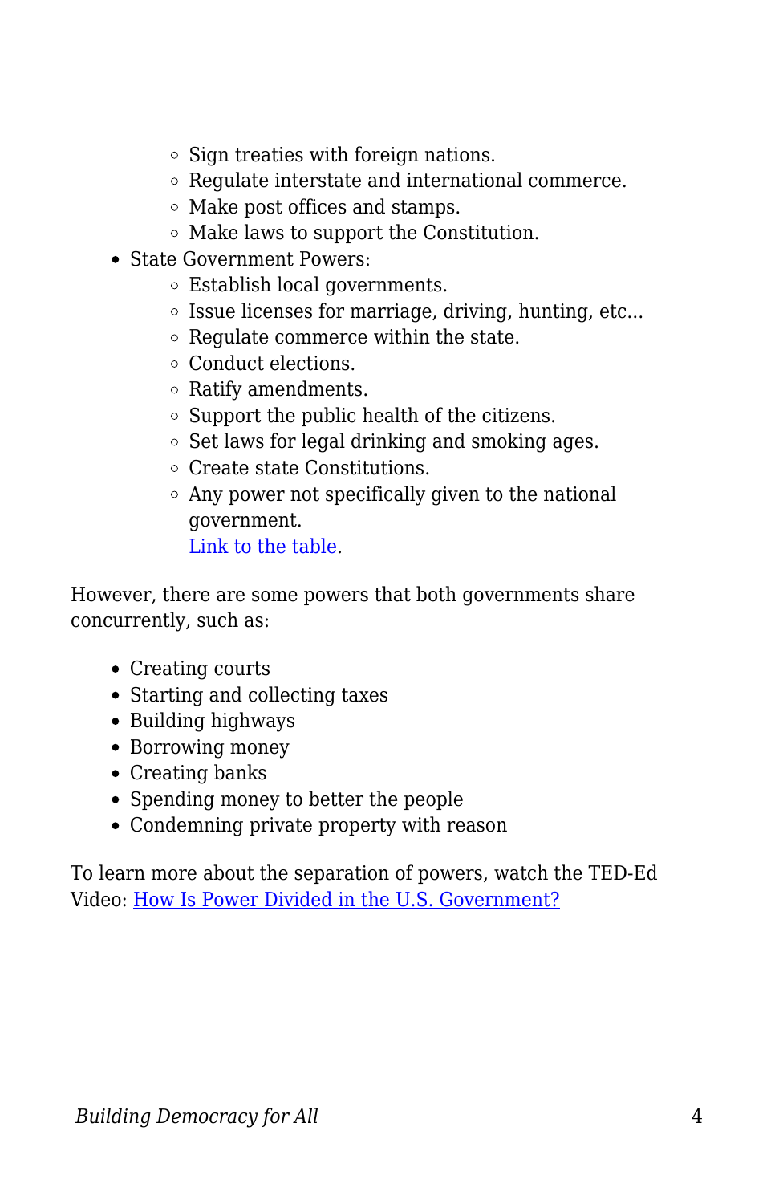- Sign treaties with foreign nations.
    - Regulate interstate and international commerce.
    - Make post offices and stamps.
    - Make laws to support the Constitution.
- State Government Powers:
    - Establish local governments.
    - Issue licenses for marriage, driving, hunting, etc...
    - Regulate commerce within the state.
    - Conduct elections.
    - Ratify amendments.
    - Support the public health of the citizens.
    - Set laws for legal drinking and smoking ages.
    - Create state Constitutions.
    - Any power not specifically given to the national government.
      [Link to the table](#).

However, there are some powers that both governments share concurrently, such as:

- Creating courts
- Starting and collecting taxes
- Building highways
- Borrowing money
- Creating banks
- Spending money to better the people
- Condemning private property with reason

To learn more about the separation of powers, watch the TED-Ed Video: [How Is Power Divided in the U.S. Government?](#)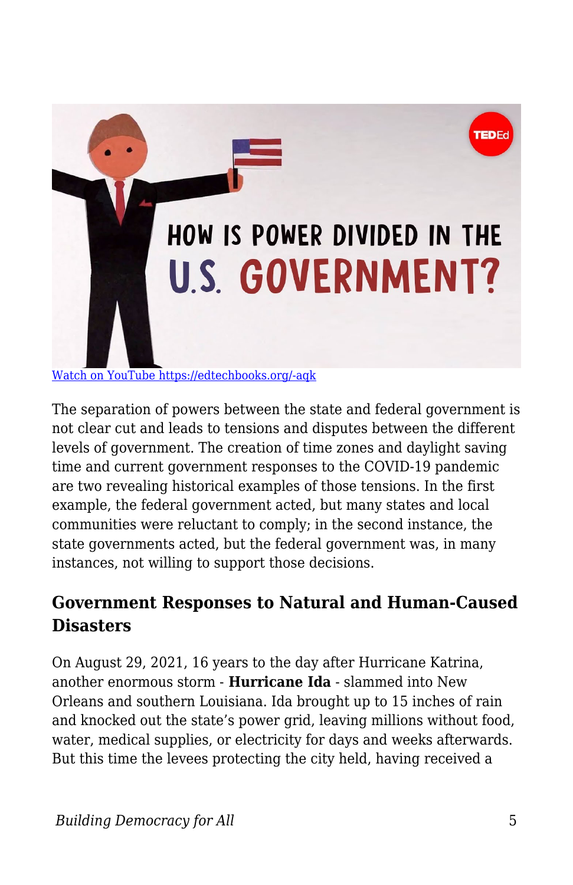[Watch on YouTube https://edtechbooks.org/-aqk](https://edtechbooks.org/-aqk)

The separation of powers between the state and federal government is not clear cut and leads to tensions and disputes between the different levels of government. The creation of time zones and daylight saving time and current government responses to the COVID-19 pandemic are two revealing historical examples of those tensions. In the first example, the federal government acted, but many states and local communities were reluctant to comply; in the second instance, the state governments acted, but the federal government was, in many instances, not willing to support those decisions.

### Government Responses to Natural and Human-Caused Disasters

On August 29, 2021, 16 years to the day after Hurricane Katrina, another enormous storm - **Hurricane Ida** - slammed into New Orleans and southern Louisiana. Ida brought up to 15 inches of rain and knocked out the state's power grid, leaving millions without food, water, medical supplies, or electricity for days and weeks afterwards. But this time the levees protecting the city held, having received a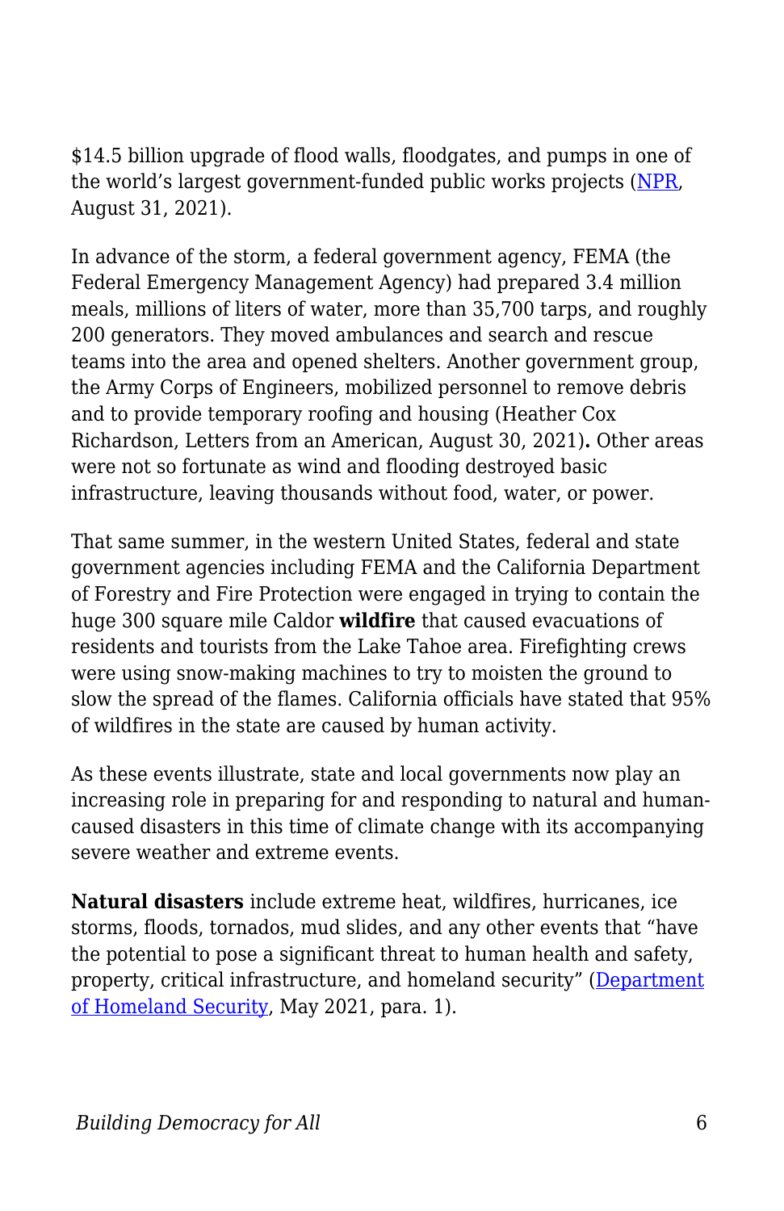$14.5 billion upgrade of flood walls, floodgates, and pumps in one of the world's largest government-funded public works projects ([NPR](), August 31, 2021).

In advance of the storm, a federal government agency, FEMA (the Federal Emergency Management Agency) had prepared 3.4 million meals, millions of liters of water, more than 35,700 tarps, and roughly 200 generators. They moved ambulances and search and rescue teams into the area and opened shelters. Another government group, the Army Corps of Engineers, mobilized personnel to remove debris and to provide temporary roofing and housing (Heather Cox Richardson, Letters from an American, August 30, 2021)**.** Other areas were not so fortunate as wind and flooding destroyed basic infrastructure, leaving thousands without food, water, or power.

That same summer, in the western United States, federal and state government agencies including FEMA and the California Department of Forestry and Fire Protection were engaged in trying to contain the huge 300 square mile Caldor **wildfire** that caused evacuations of residents and tourists from the Lake Tahoe area. Firefighting crews were using snow-making machines to try to moisten the ground to slow the spread of the flames. California officials have stated that 95% of wildfires in the state are caused by human activity.

As these events illustrate, state and local governments now play an increasing role in preparing for and responding to natural and human-caused disasters in this time of climate change with its accompanying severe weather and extreme events.

**Natural disasters** include extreme heat, wildfires, hurricanes, ice storms, floods, tornados, mud slides, and any other events that "have the potential to pose a significant threat to human health and safety, property, critical infrastructure, and homeland security" ([Department of Homeland Security](), May 2021, para. 1).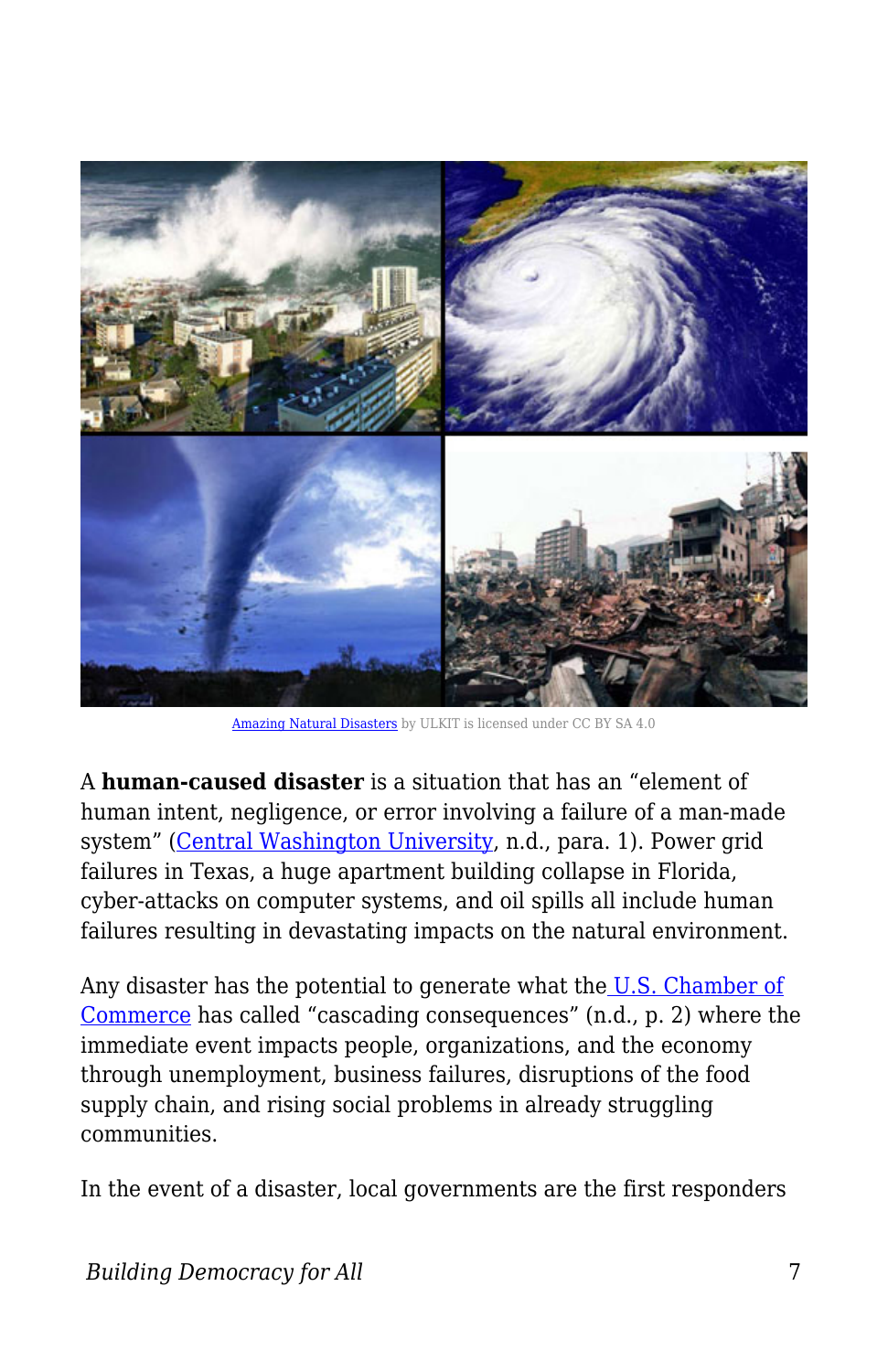Amazing Natural Disasters by ULKIT is licensed under CC BY SA 4.0

A **human-caused disaster** is a situation that has an "element of human intent, negligence, or error involving a failure of a man-made system" (Central Washington University, n.d., para. 1). Power grid failures in Texas, a huge apartment building collapse in Florida, cyber-attacks on computer systems, and oil spills all include human failures resulting in devastating impacts on the natural environment.

Any disaster has the potential to generate what the U.S. Chamber of Commerce has called "cascading consequences" (n.d., p. 2) where the immediate event impacts people, organizations, and the economy through unemployment, business failures, disruptions of the food supply chain, and rising social problems in already struggling communities.

In the event of a disaster, local governments are the first responders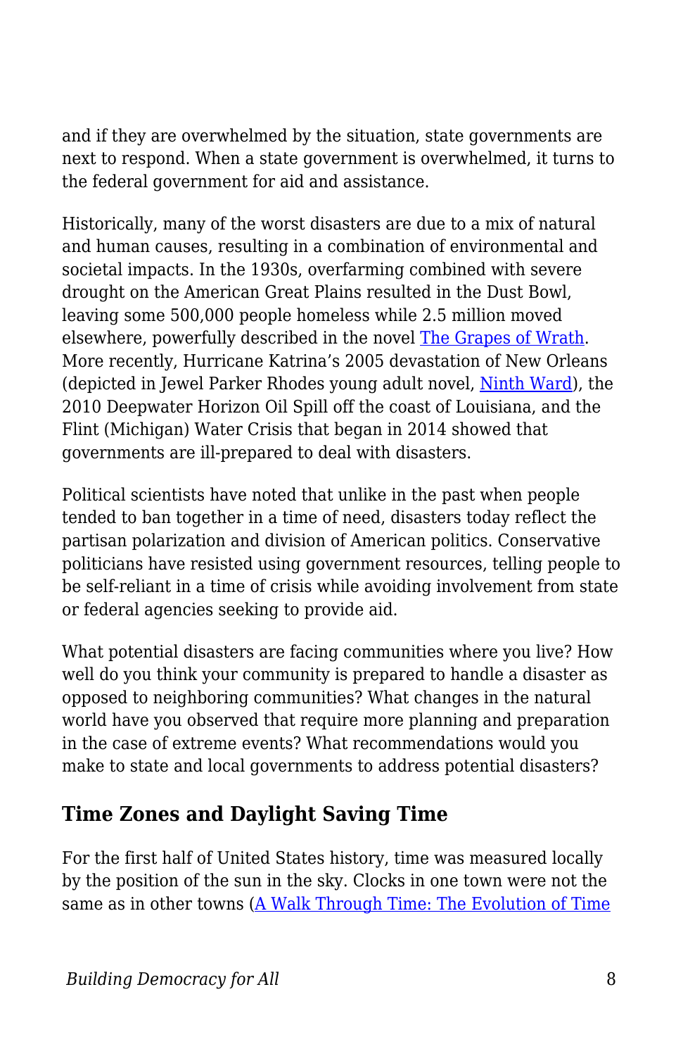and if they are overwhelmed by the situation, state governments are next to respond. When a state government is overwhelmed, it turns to the federal government for aid and assistance.

Historically, many of the worst disasters are due to a mix of natural and human causes, resulting in a combination of environmental and societal impacts. In the 1930s, overfarming combined with severe drought on the American Great Plains resulted in the Dust Bowl, leaving some 500,000 people homeless while 2.5 million moved elsewhere, powerfully described in the novel [The Grapes of Wrath](). More recently, Hurricane Katrina's 2005 devastation of New Orleans (depicted in Jewel Parker Rhodes young adult novel, [Ninth Ward]()), the 2010 Deepwater Horizon Oil Spill off the coast of Louisiana, and the Flint (Michigan) Water Crisis that began in 2014 showed that governments are ill-prepared to deal with disasters.

Political scientists have noted that unlike in the past when people tended to ban together in a time of need, disasters today reflect the partisan polarization and division of American politics. Conservative politicians have resisted using government resources, telling people to be self-reliant in a time of crisis while avoiding involvement from state or federal agencies seeking to provide aid.

What potential disasters are facing communities where you live? How well do you think your community is prepared to handle a disaster as opposed to neighboring communities? What changes in the natural world have you observed that require more planning and preparation in the case of extreme events? What recommendations would you make to state and local governments to address potential disasters?

## Time Zones and Daylight Saving Time

For the first half of United States history, time was measured locally by the position of the sun in the sky. Clocks in one town were not the same as in other towns ([A Walk Through Time: The Evolution of Time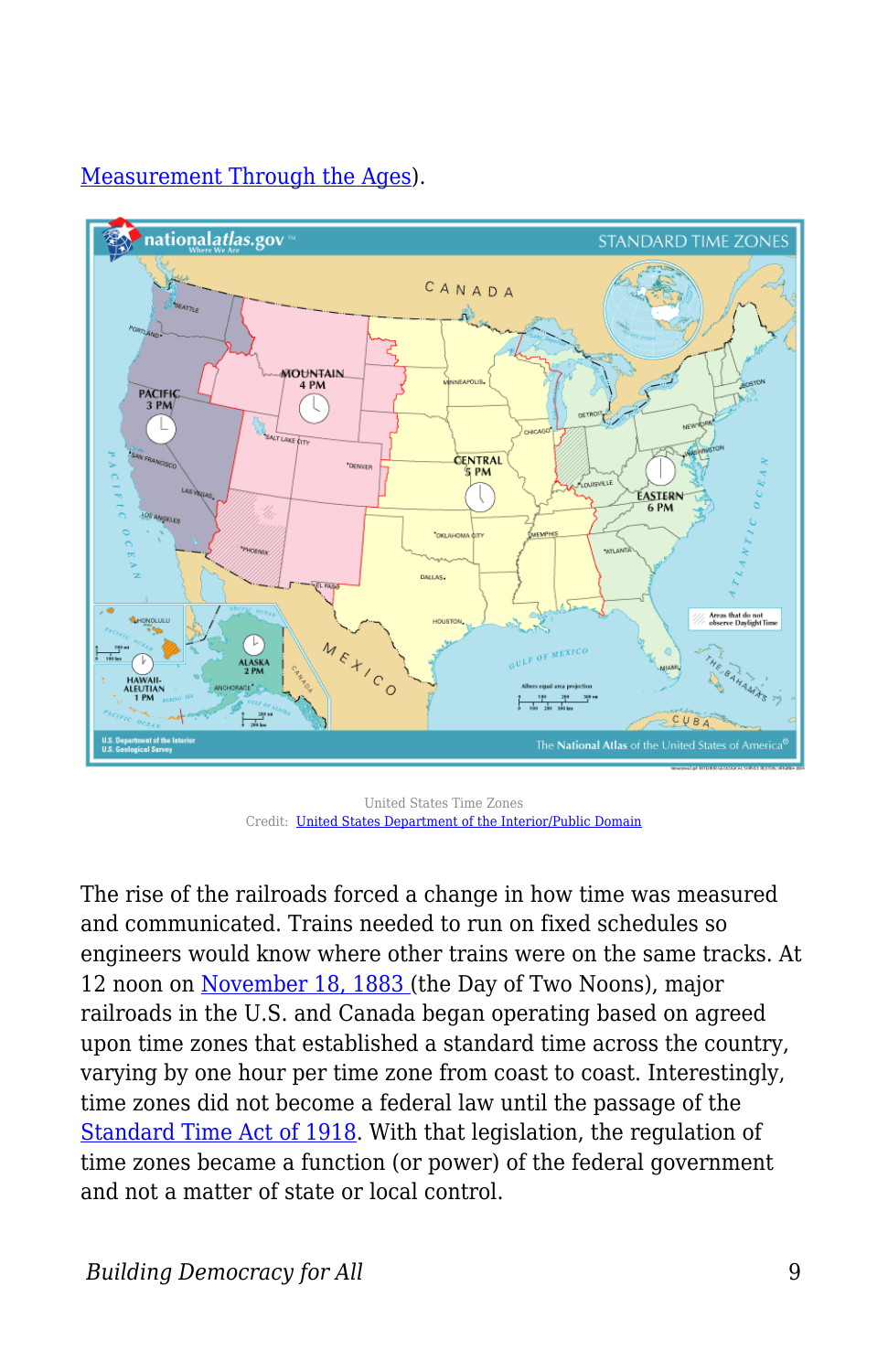Measurement Through the Ages).

United States Time Zones
Credit: United States Department of the Interior/Public Domain

The rise of the railroads forced a change in how time was measured and communicated. Trains needed to run on fixed schedules so engineers would know where other trains were on the same tracks. At 12 noon on November 18, 1883 (the Day of Two Noons), major railroads in the U.S. and Canada began operating based on agreed upon time zones that established a standard time across the country, varying by one hour per time zone from coast to coast. Interestingly, time zones did not become a federal law until the passage of the Standard Time Act of 1918. With that legislation, the regulation of time zones became a function (or power) of the federal government and not a matter of state or local control.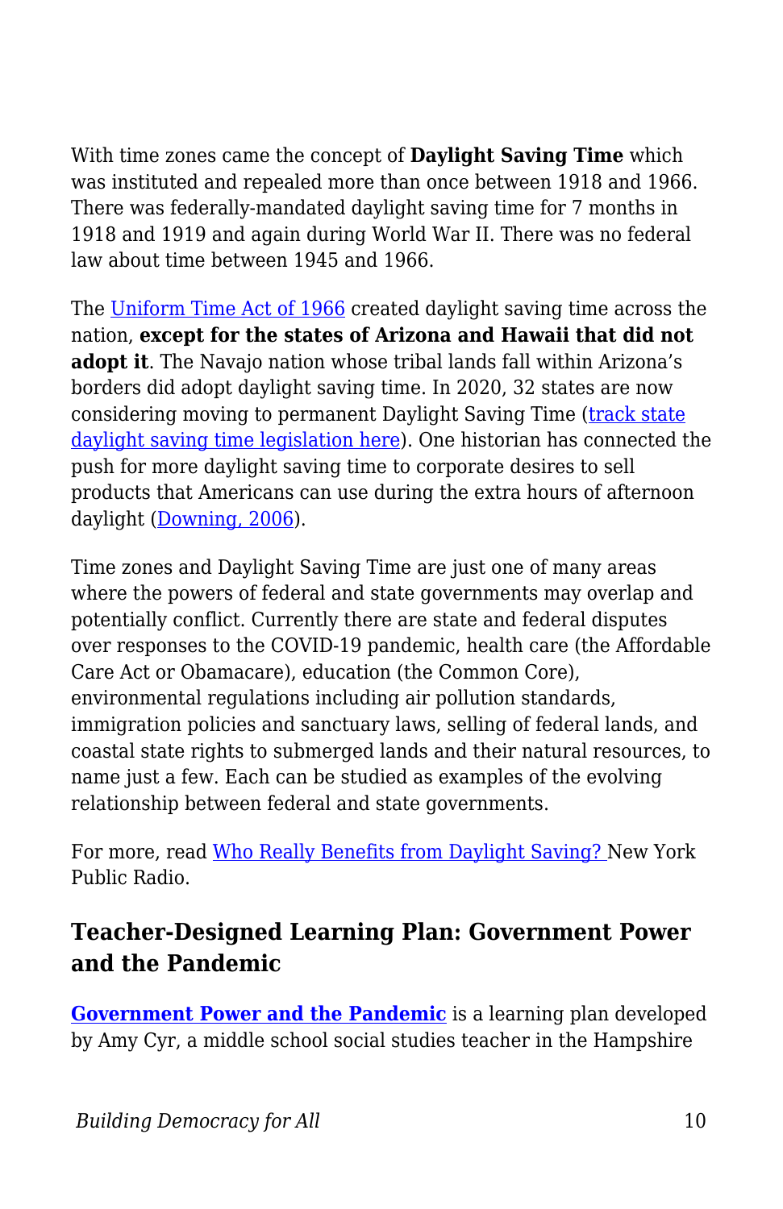With time zones came the concept of **Daylight Saving Time** which was instituted and repealed more than once between 1918 and 1966. There was federally-mandated daylight saving time for 7 months in 1918 and 1919 and again during World War II. There was no federal law about time between 1945 and 1966.

The Uniform Time Act of 1966 created daylight saving time across the nation, **except for the states of Arizona and Hawaii that did not adopt it**. The Navajo nation whose tribal lands fall within Arizona's borders did adopt daylight saving time. In 2020, 32 states are now considering moving to permanent Daylight Saving Time (track state daylight saving time legislation here). One historian has connected the push for more daylight saving time to corporate desires to sell products that Americans can use during the extra hours of afternoon daylight (Downing, 2006).

Time zones and Daylight Saving Time are just one of many areas where the powers of federal and state governments may overlap and potentially conflict. Currently there are state and federal disputes over responses to the COVID-19 pandemic, health care (the Affordable Care Act or Obamacare), education (the Common Core), environmental regulations including air pollution standards, immigration policies and sanctuary laws, selling of federal lands, and coastal state rights to submerged lands and their natural resources, to name just a few. Each can be studied as examples of the evolving relationship between federal and state governments.

For more, read Who Really Benefits from Daylight Saving? New York Public Radio.

### Teacher-Designed Learning Plan: Government Power and the Pandemic

**Government Power and the Pandemic** is a learning plan developed by Amy Cyr, a middle school social studies teacher in the Hampshire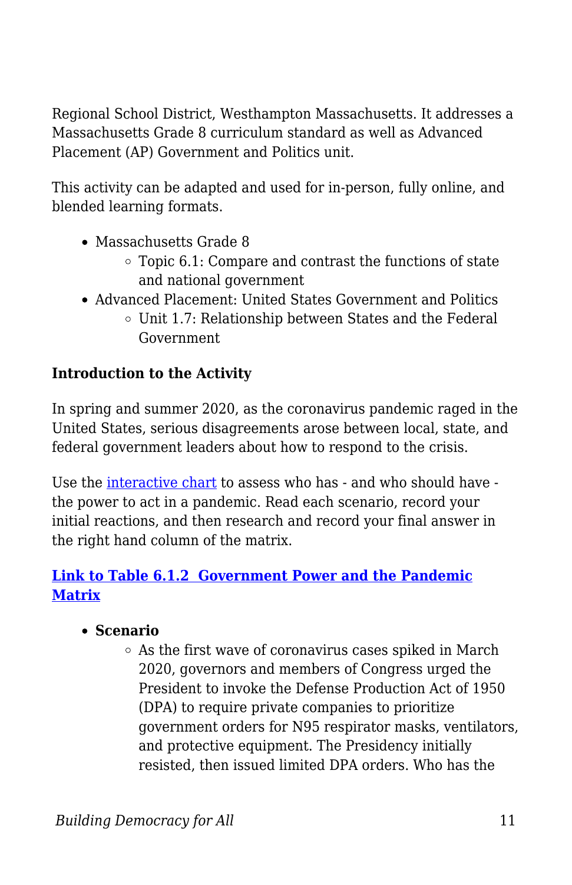Regional School District, Westhampton Massachusetts. It addresses a Massachusetts Grade 8 curriculum standard as well as Advanced Placement (AP) Government and Politics unit.

This activity can be adapted and used for in-person, fully online, and blended learning formats.

- Massachusetts Grade 8
  - Topic 6.1: Compare and contrast the functions of state and national government
- Advanced Placement: United States Government and Politics
  - Unit 1.7: Relationship between States and the Federal Government

**Introduction to the Activity**

In spring and summer 2020, as the coronavirus pandemic raged in the United States, serious disagreements arose between local, state, and federal government leaders about how to respond to the crisis.

Use the interactive chart to assess who has - and who should have - the power to act in a pandemic. Read each scenario, record your initial reactions, and then research and record your final answer in the right hand column of the matrix.

**Link to Table 6.1.2 Government Power and the Pandemic Matrix**

- **Scenario**
  - As the first wave of coronavirus cases spiked in March 2020, governors and members of Congress urged the President to invoke the Defense Production Act of 1950 (DPA) to require private companies to prioritize government orders for N95 respirator masks, ventilators, and protective equipment. The Presidency initially resisted, then issued limited DPA orders. Who has the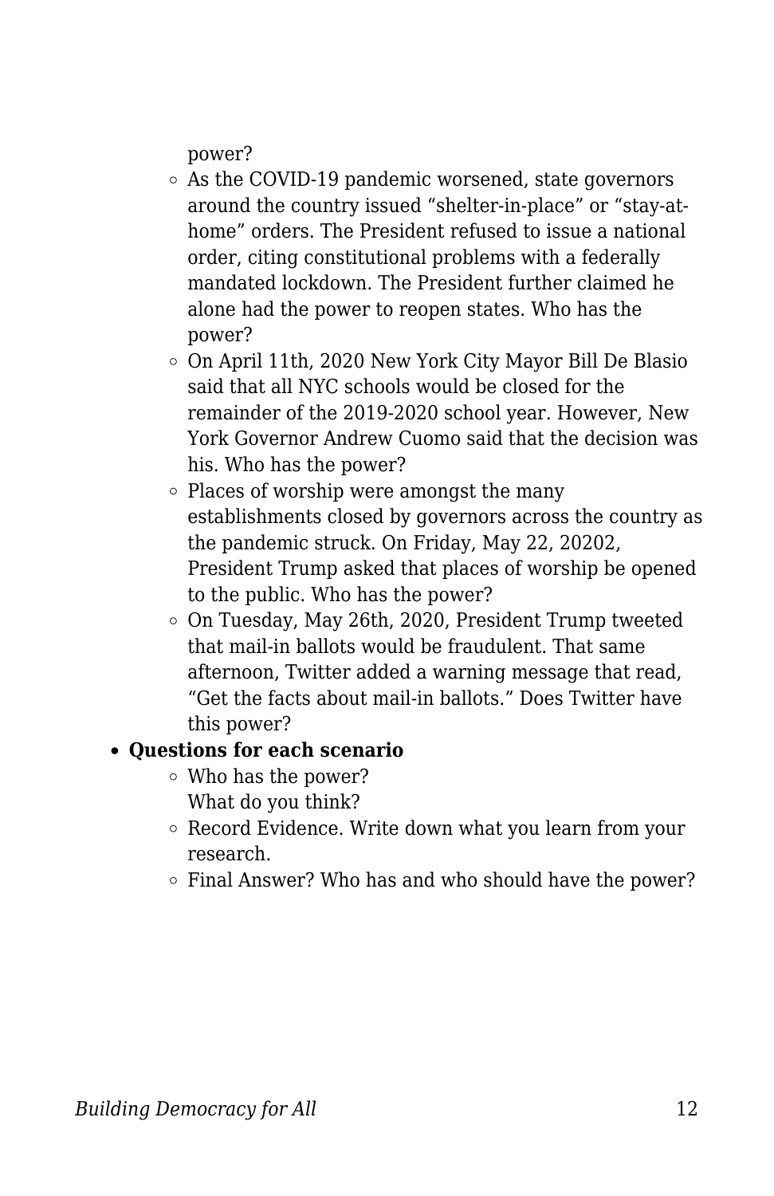power?
    - As the COVID-19 pandemic worsened, state governors around the country issued "shelter-in-place" or "stay-at-home" orders. The President refused to issue a national order, citing constitutional problems with a federally mandated lockdown. The President further claimed he alone had the power to reopen states. Who has the power?
    - On April 11th, 2020 New York City Mayor Bill De Blasio said that all NYC schools would be closed for the remainder of the 2019-2020 school year. However, New York Governor Andrew Cuomo said that the decision was his. Who has the power?
    - Places of worship were amongst the many establishments closed by governors across the country as the pandemic struck. On Friday, May 22, 20202, President Trump asked that places of worship be opened to the public. Who has the power?
    - On Tuesday, May 26th, 2020, President Trump tweeted that mail-in ballots would be fraudulent. That same afternoon, Twitter added a warning message that read, "Get the facts about mail-in ballots." Does Twitter have this power?
- **Questions for each scenario**
    - Who has the power?
      What do you think?
    - Record Evidence. Write down what you learn from your research.
    - Final Answer? Who has and who should have the power?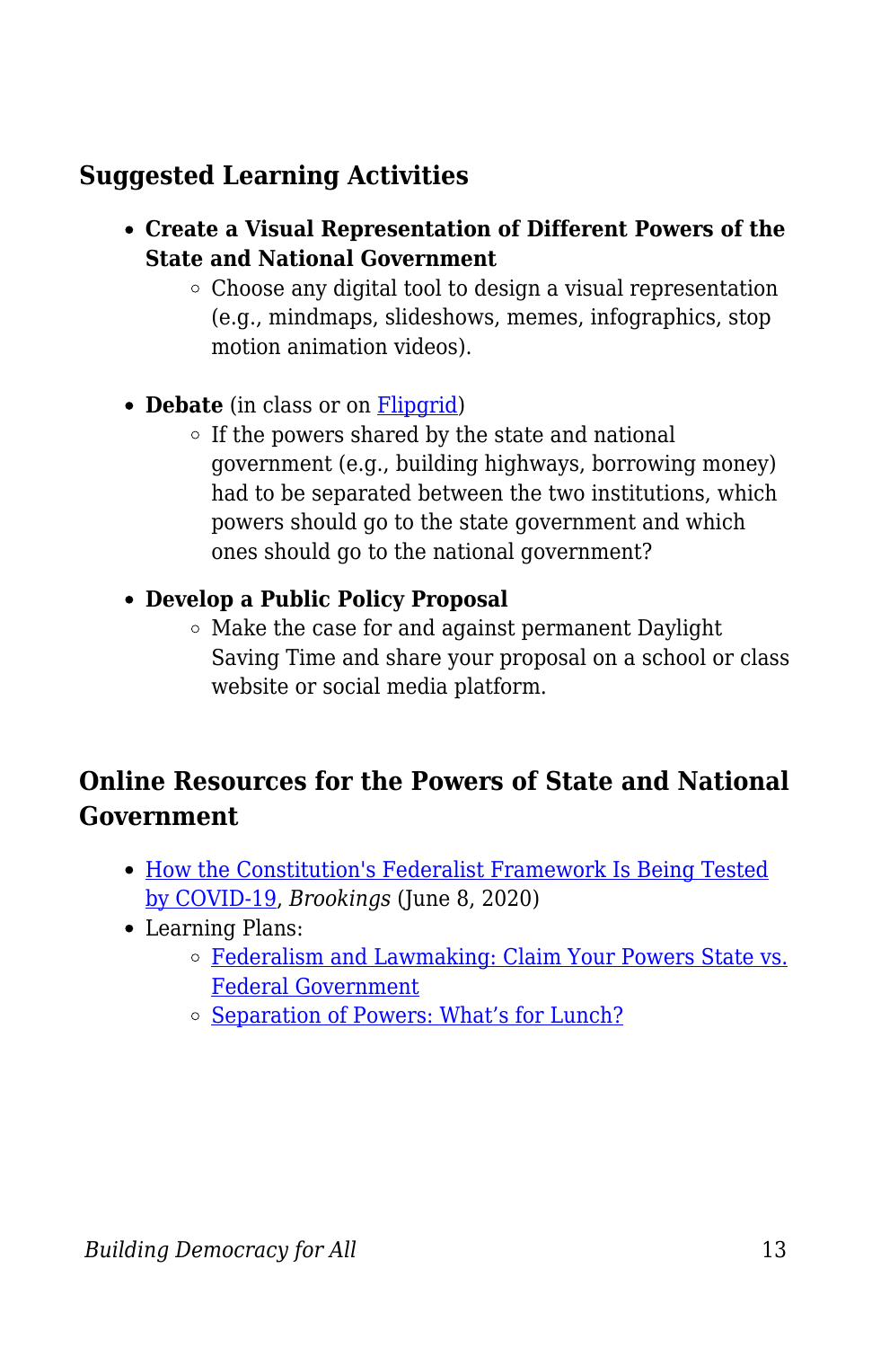## Suggested Learning Activities

- **Create a Visual Representation of Different Powers of the State and National Government**
  - Choose any digital tool to design a visual representation (e.g., mindmaps, slideshows, memes, infographics, stop motion animation videos).
- **Debate** (in class or on Flipgrid)
  - If the powers shared by the state and national government (e.g., building highways, borrowing money) had to be separated between the two institutions, which powers should go to the state government and which ones should go to the national government?
- **Develop a Public Policy Proposal**
  - Make the case for and against permanent Daylight Saving Time and share your proposal on a school or class website or social media platform.

## Online Resources for the Powers of State and National Government

- How the Constitution's Federalist Framework Is Being Tested by COVID-19, *Brookings* (June 8, 2020)
- Learning Plans:
  - Federalism and Lawmaking: Claim Your Powers State vs. Federal Government
  - Separation of Powers: What's for Lunch?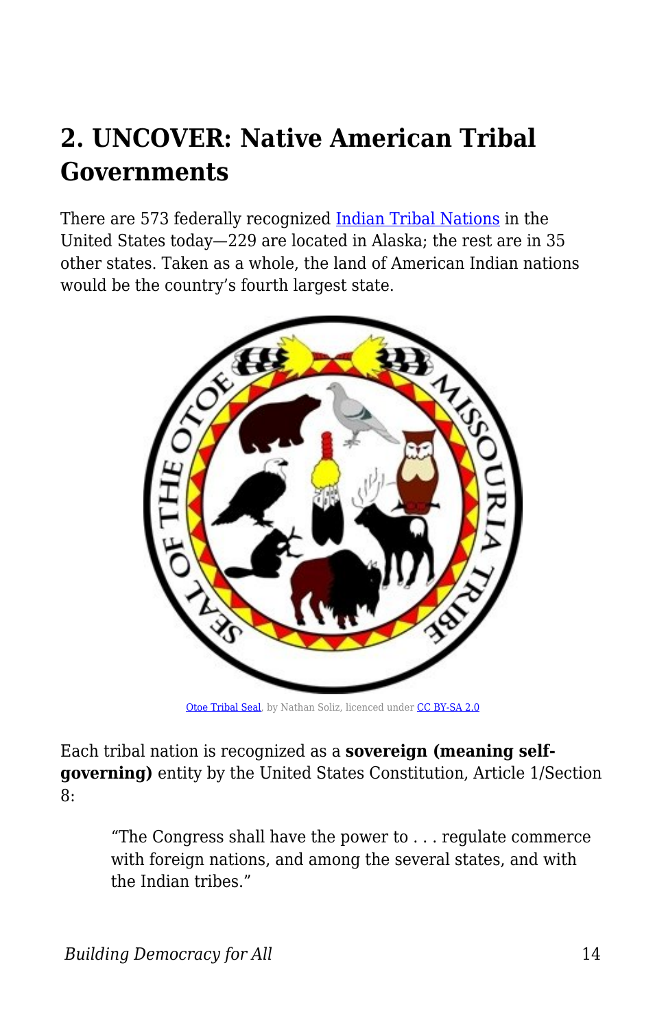## 2. UNCOVER: Native American Tribal Governments

There are 573 federally recognized Indian Tribal Nations in the United States today—229 are located in Alaska; the rest are in 35 other states. Taken as a whole, the land of American Indian nations would be the country's fourth largest state.

Otoe Tribal Seal, by Nathan Soliz, licenced under CC BY-SA 2.0

Each tribal nation is recognized as a **sovereign (meaning self-governing)** entity by the United States Constitution, Article 1/Section 8:

> "The Congress shall have the power to . . . regulate commerce with foreign nations, and among the several states, and with the Indian tribes."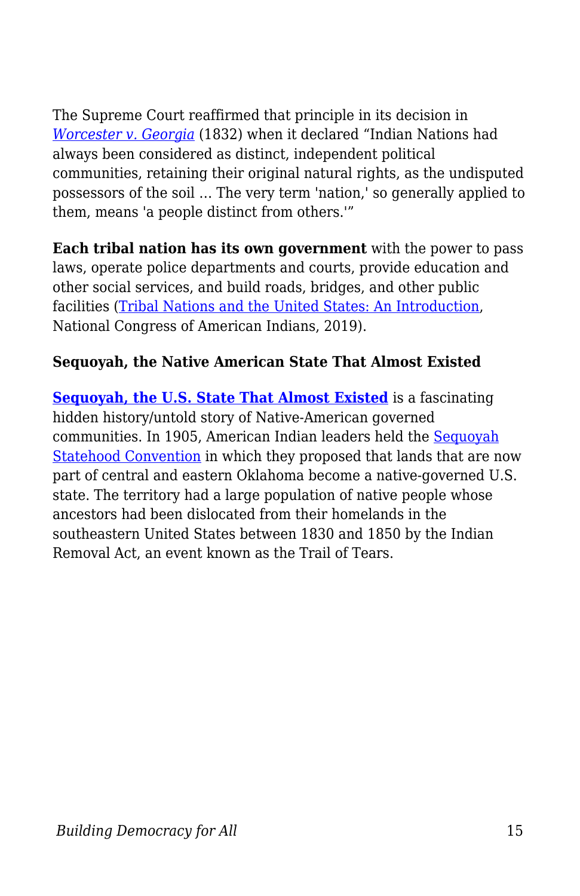The Supreme Court reaffirmed that principle in its decision in *Worcester v. Georgia* (1832) when it declared "Indian Nations had always been considered as distinct, independent political communities, retaining their original natural rights, as the undisputed possessors of the soil ... The very term 'nation,' so generally applied to them, means 'a people distinct from others.'"

**Each tribal nation has its own government** with the power to pass laws, operate police departments and courts, provide education and other social services, and build roads, bridges, and other public facilities (Tribal Nations and the United States: An Introduction, National Congress of American Indians, 2019).

**Sequoyah, the Native American State That Almost Existed**

**Sequoyah, the U.S. State That Almost Existed** is a fascinating hidden history/untold story of Native-American governed communities. In 1905, American Indian leaders held the Sequoyah Statehood Convention in which they proposed that lands that are now part of central and eastern Oklahoma become a native-governed U.S. state. The territory had a large population of native people whose ancestors had been dislocated from their homelands in the southeastern United States between 1830 and 1850 by the Indian Removal Act, an event known as the Trail of Tears.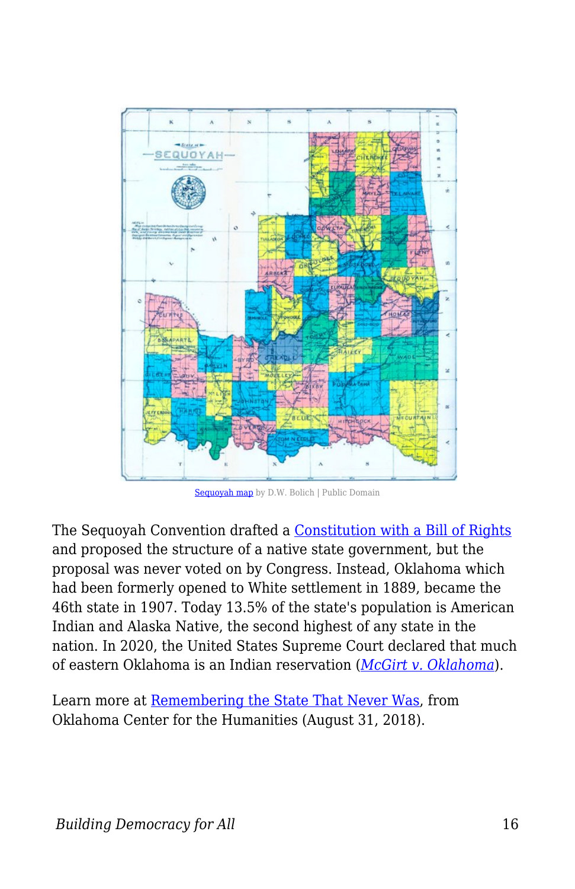Sequoyah map by D.W. Bolich | Public Domain

The Sequoyah Convention drafted a Constitution with a Bill of Rights and proposed the structure of a native state government, but the proposal was never voted on by Congress. Instead, Oklahoma which had been formerly opened to White settlement in 1889, became the 46th state in 1907. Today 13.5% of the state's population is American Indian and Alaska Native, the second highest of any state in the nation. In 2020, the United States Supreme Court declared that much of eastern Oklahoma is an Indian reservation (*McGirt v. Oklahoma*).

Learn more at Remembering the State That Never Was, from Oklahoma Center for the Humanities (August 31, 2018).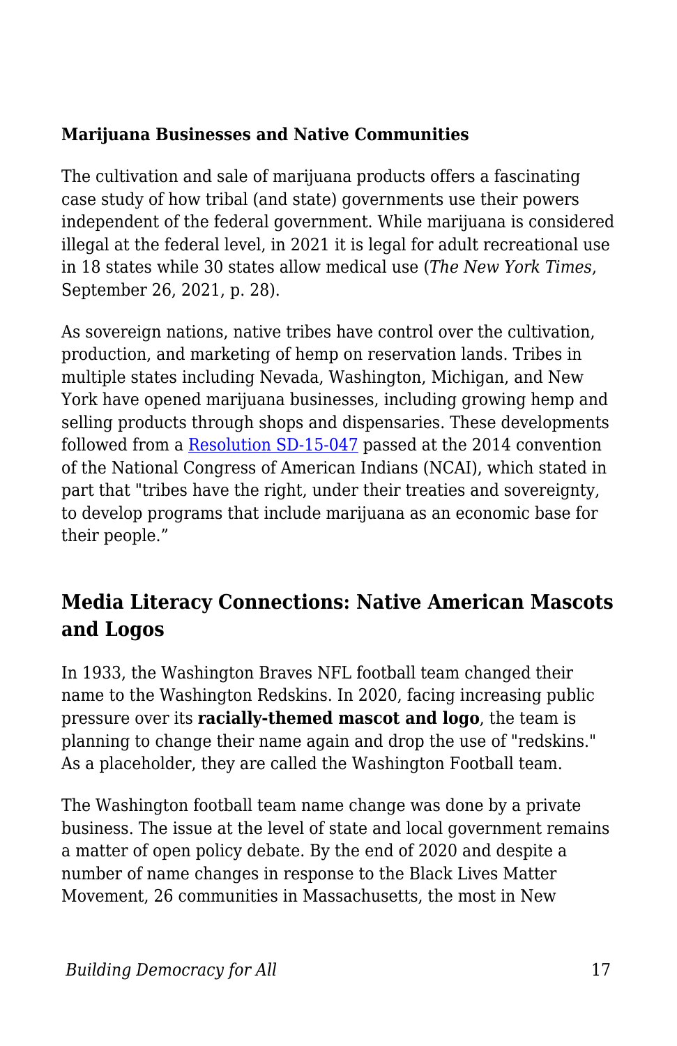**Marijuana Businesses and Native Communities**

The cultivation and sale of marijuana products offers a fascinating case study of how tribal (and state) governments use their powers independent of the federal government. While marijuana is considered illegal at the federal level, in 2021 it is legal for adult recreational use in 18 states while 30 states allow medical use (*The New York Times*, September 26, 2021, p. 28).

As sovereign nations, native tribes have control over the cultivation, production, and marketing of hemp on reservation lands. Tribes in multiple states including Nevada, Washington, Michigan, and New York have opened marijuana businesses, including growing hemp and selling products through shops and dispensaries. These developments followed from a [Resolution SD-15-047] passed at the 2014 convention of the National Congress of American Indians (NCAI), which stated in part that "tribes have the right, under their treaties and sovereignty, to develop programs that include marijuana as an economic base for their people."

## Media Literacy Connections: Native American Mascots and Logos

In 1933, the Washington Braves NFL football team changed their name to the Washington Redskins. In 2020, facing increasing public pressure over its **racially-themed mascot and logo**, the team is planning to change their name again and drop the use of "redskins." As a placeholder, they are called the Washington Football team.

The Washington football team name change was done by a private business. The issue at the level of state and local government remains a matter of open policy debate. By the end of 2020 and despite a number of name changes in response to the Black Lives Matter Movement, 26 communities in Massachusetts, the most in New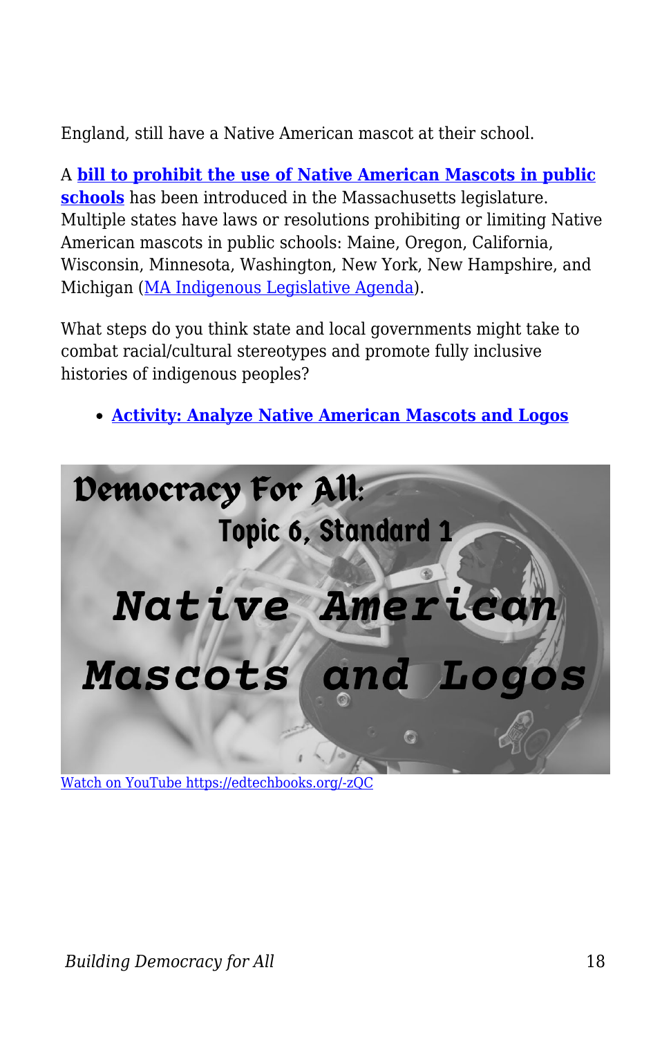England, still have a Native American mascot at their school.

A **bill to prohibit the use of Native American Mascots in public schools** has been introduced in the Massachusetts legislature. Multiple states have laws or resolutions prohibiting or limiting Native American mascots in public schools: Maine, Oregon, California, Wisconsin, Minnesota, Washington, New York, New Hampshire, and Michigan (MA Indigenous Legislative Agenda).

What steps do you think state and local governments might take to combat racial/cultural stereotypes and promote fully inclusive histories of indigenous peoples?

- **Activity: Analyze Native American Mascots and Logos**

Watch on YouTube https://edtechbooks.org/-zQC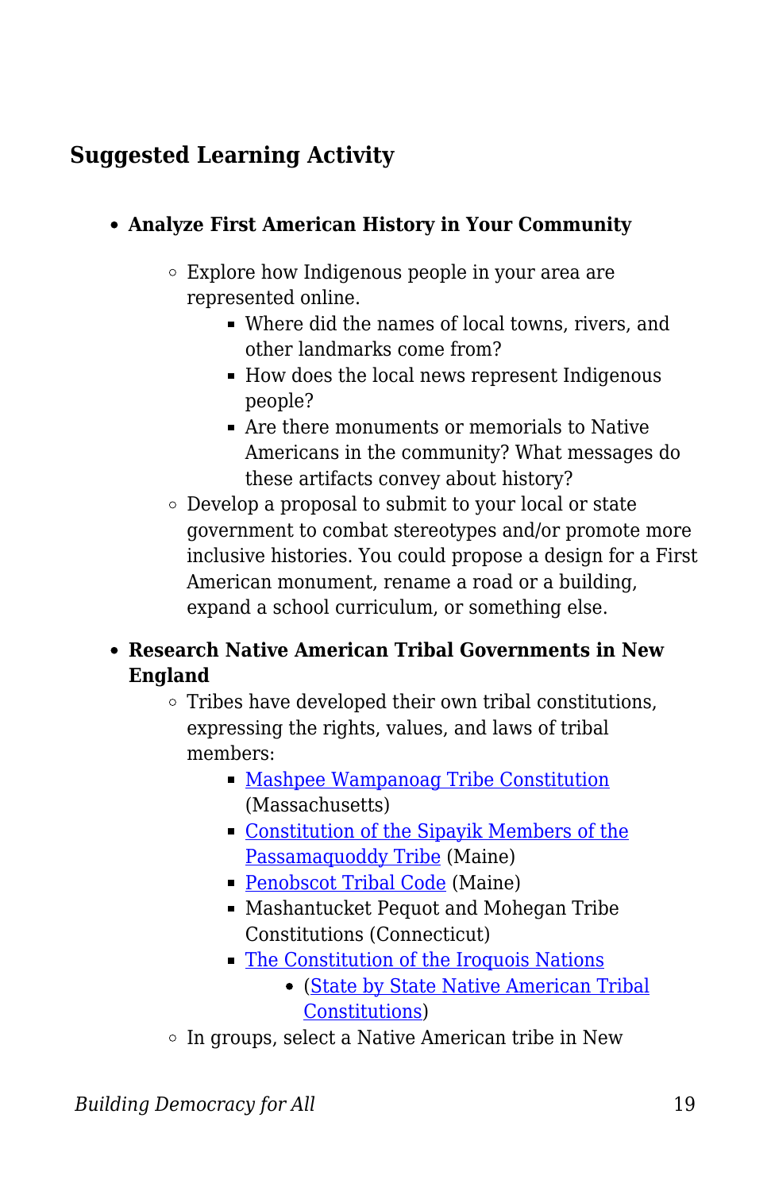### Suggested Learning Activity

- **Analyze First American History in Your Community**
    - Explore how Indigenous people in your area are represented online.
        - Where did the names of local towns, rivers, and other landmarks come from?
        - How does the local news represent Indigenous people?
        - Are there monuments or memorials to Native Americans in the community? What messages do these artifacts convey about history?
    - Develop a proposal to submit to your local or state government to combat stereotypes and/or promote more inclusive histories. You could propose a design for a First American monument, rename a road or a building, expand a school curriculum, or something else.
- **Research Native American Tribal Governments in New England**
    - Tribes have developed their own tribal constitutions, expressing the rights, values, and laws of tribal members:
        - Mashpee Wampanoag Tribe Constitution (Massachusetts)
        - Constitution of the Sipayik Members of the Passamaquoddy Tribe (Maine)
        - Penobscot Tribal Code (Maine)
        - Mashantucket Pequot and Mohegan Tribe Constitutions (Connecticut)
        - The Constitution of the Iroquois Nations
            - (State by State Native American Tribal Constitutions)
    - In groups, select a Native American tribe in New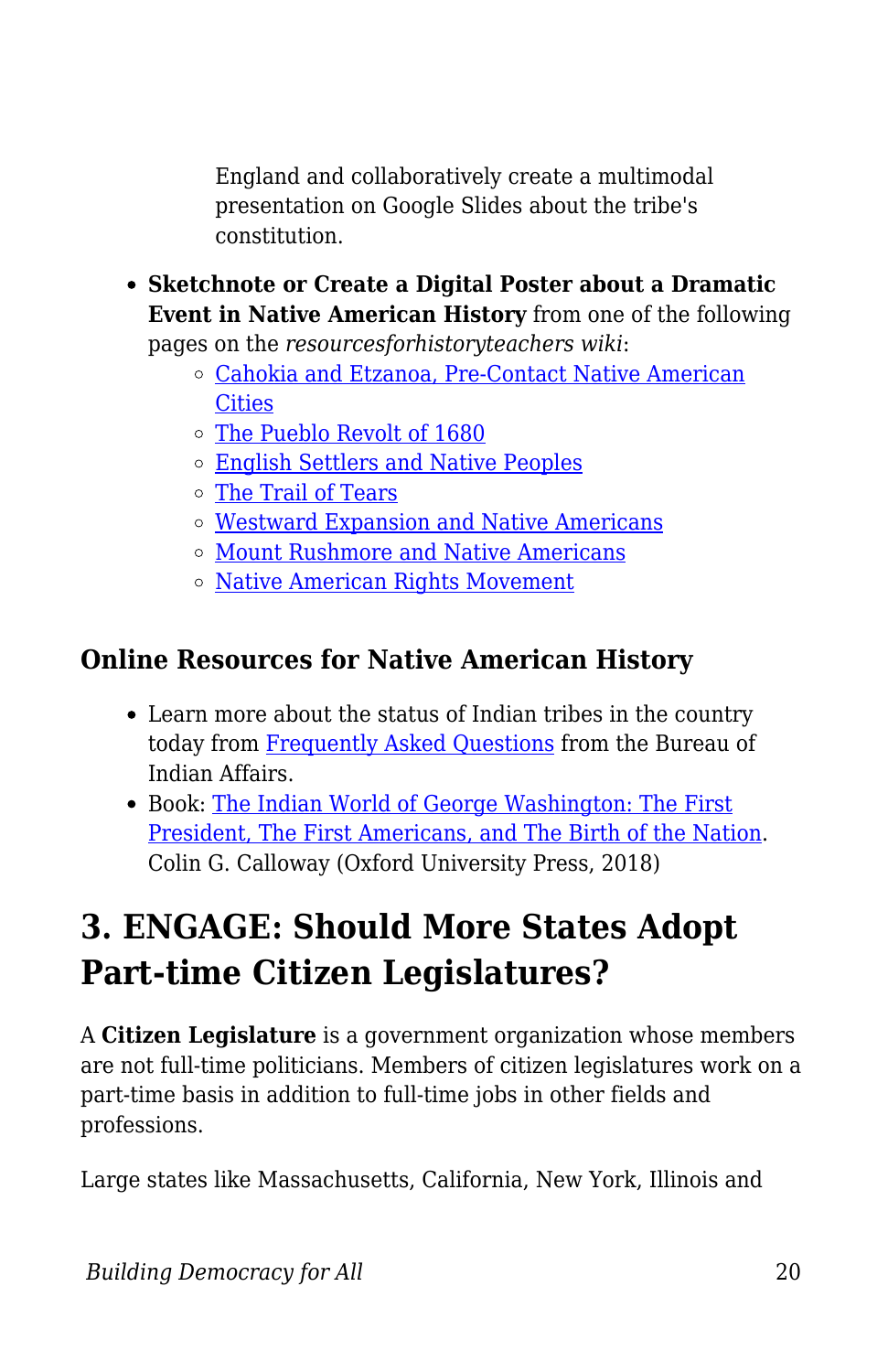England and collaboratively create a multimodal presentation on Google Slides about the tribe's constitution.

- **Sketchnote or Create a Digital Poster about a Dramatic Event in Native American History** from one of the following pages on the *resourcesforhistoryteachers wiki*:
    - Cahokia and Etzanoa, Pre-Contact Native American Cities
    - The Pueblo Revolt of 1680
    - English Settlers and Native Peoples
    - The Trail of Tears
    - Westward Expansion and Native Americans
    - Mount Rushmore and Native Americans
    - Native American Rights Movement

### Online Resources for Native American History

- Learn more about the status of Indian tribes in the country today from Frequently Asked Questions from the Bureau of Indian Affairs.
- Book: The Indian World of George Washington: The First President, The First Americans, and The Birth of the Nation. Colin G. Calloway (Oxford University Press, 2018)

## 3. ENGAGE: Should More States Adopt Part-time Citizen Legislatures?

A **Citizen Legislature** is a government organization whose members are not full-time politicians. Members of citizen legislatures work on a part-time basis in addition to full-time jobs in other fields and professions.

Large states like Massachusetts, California, New York, Illinois and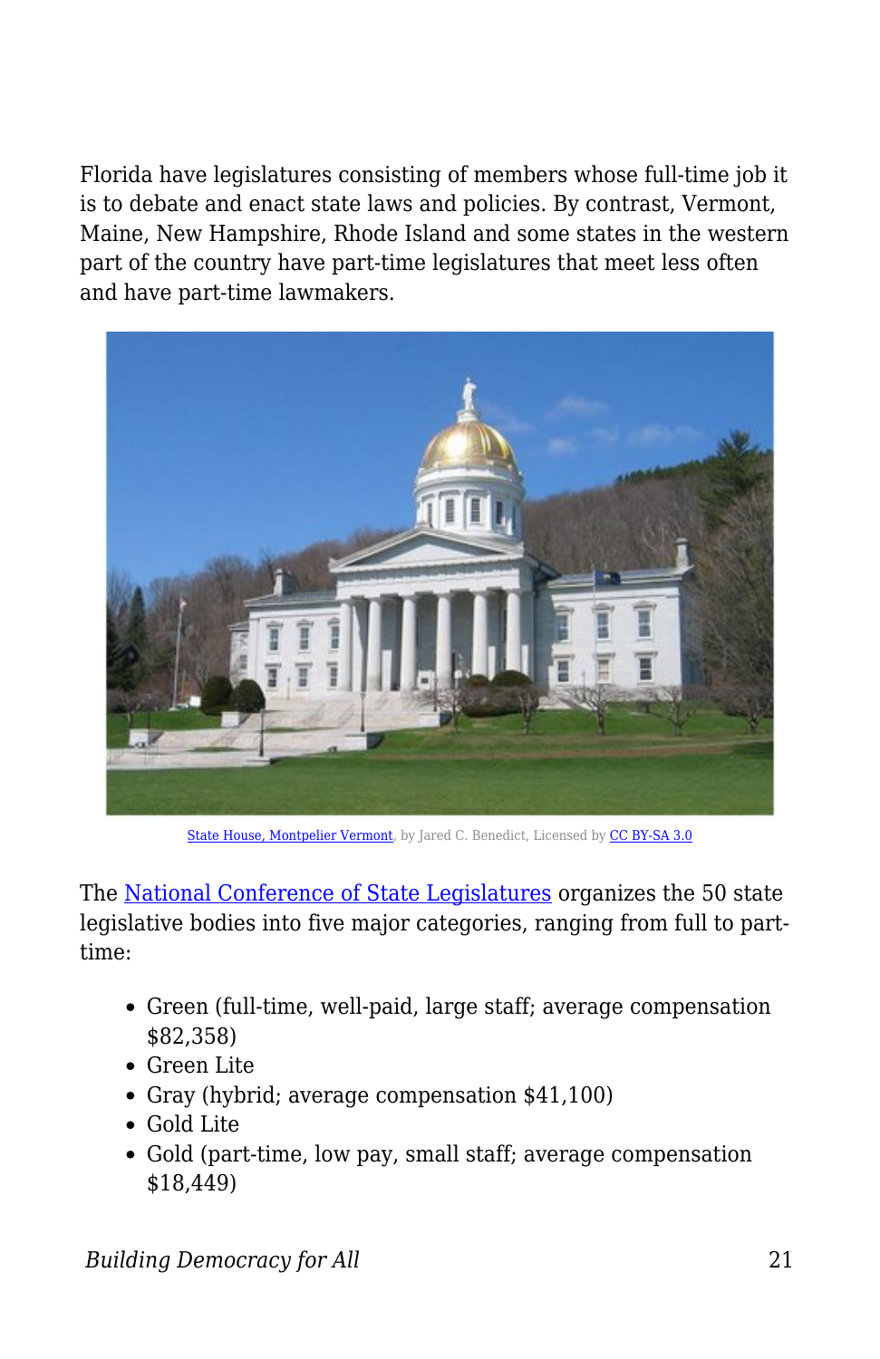Florida have legislatures consisting of members whose full-time job it is to debate and enact state laws and policies. By contrast, Vermont, Maine, New Hampshire, Rhode Island and some states in the western part of the country have part-time legislatures that meet less often and have part-time lawmakers.

State House, Montpelier Vermont, by Jared C. Benedict, Licensed by CC BY-SA 3.0

The National Conference of State Legislatures organizes the 50 state legislative bodies into five major categories, ranging from full to part-time:

- Green (full-time, well-paid, large staff; average compensation $82,358)
- Green Lite
- Gray (hybrid; average compensation $41,100)
- Gold Lite
- Gold (part-time, low pay, small staff; average compensation $18,449)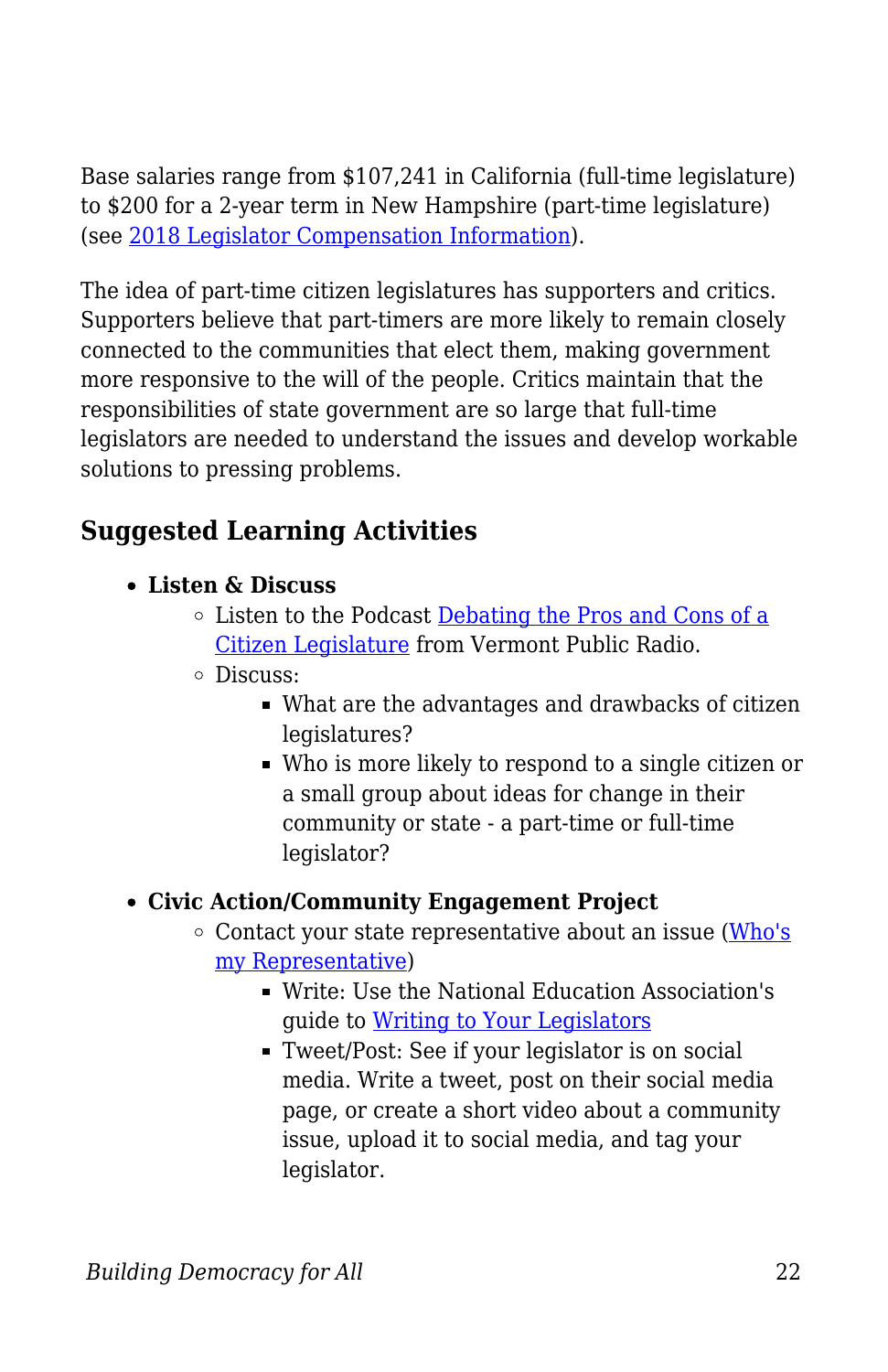Base salaries range from $107,241 in California (full-time legislature) to $200 for a 2-year term in New Hampshire (part-time legislature) (see [2018 Legislator Compensation Information]()).

The idea of part-time citizen legislatures has supporters and critics. Supporters believe that part-timers are more likely to remain closely connected to the communities that elect them, making government more responsive to the will of the people. Critics maintain that the responsibilities of state government are so large that full-time legislators are needed to understand the issues and develop workable solutions to pressing problems.

## Suggested Learning Activities

- **Listen & Discuss**
  - Listen to the Podcast [Debating the Pros and Cons of a Citizen Legislature]() from Vermont Public Radio.
  - Discuss:
    - What are the advantages and drawbacks of citizen legislatures?
    - Who is more likely to respond to a single citizen or a small group about ideas for change in their community or state - a part-time or full-time legislator?
- **Civic Action/Community Engagement Project**
  - Contact your state representative about an issue ([Who's my Representative]())
    - Write: Use the National Education Association's guide to [Writing to Your Legislators]()
    - Tweet/Post: See if your legislator is on social media. Write a tweet, post on their social media page, or create a short video about a community issue, upload it to social media, and tag your legislator.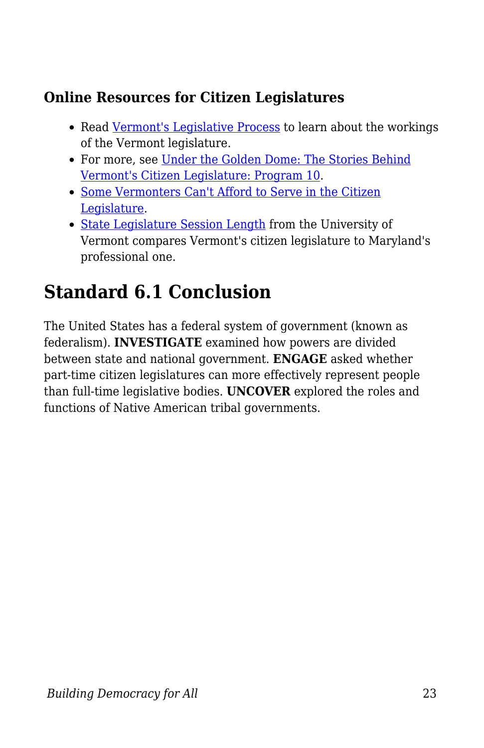### Online Resources for Citizen Legislatures

- Read Vermont's Legislative Process to learn about the workings of the Vermont legislature.
- For more, see Under the Golden Dome: The Stories Behind Vermont's Citizen Legislature: Program 10.
- Some Vermonters Can't Afford to Serve in the Citizen Legislature.
- State Legislature Session Length from the University of Vermont compares Vermont's citizen legislature to Maryland's professional one.

## Standard 6.1 Conclusion

The United States has a federal system of government (known as federalism). **INVESTIGATE** examined how powers are divided between state and national government. **ENGAGE** asked whether part-time citizen legislatures can more effectively represent people than full-time legislative bodies. **UNCOVER** explored the roles and functions of Native American tribal governments.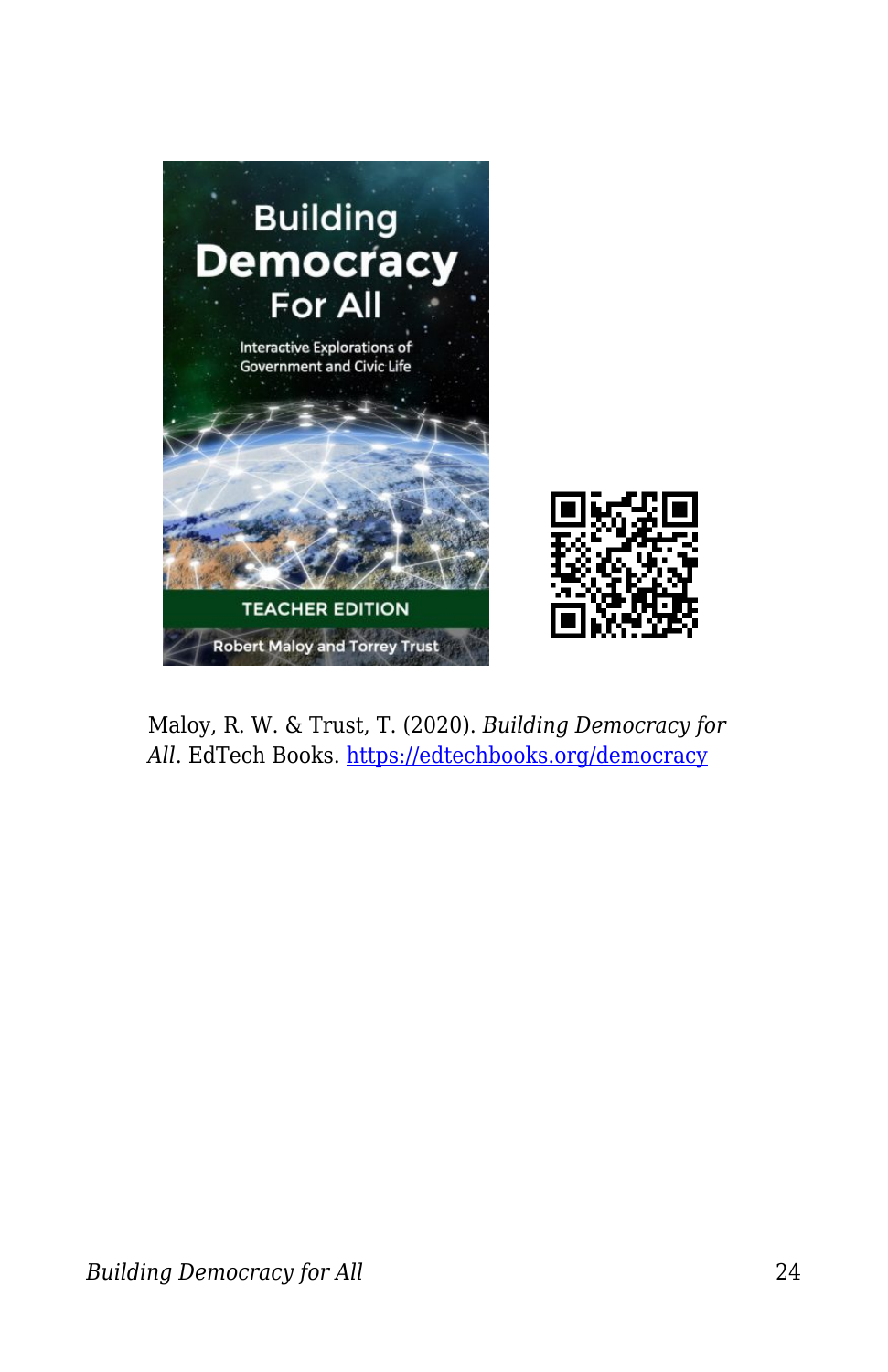Maloy, R. W. & Trust, T. (2020). *Building Democracy for All*. EdTech Books. [https://edtechbooks.org/democracy](https://edtechbooks.org/democracy)